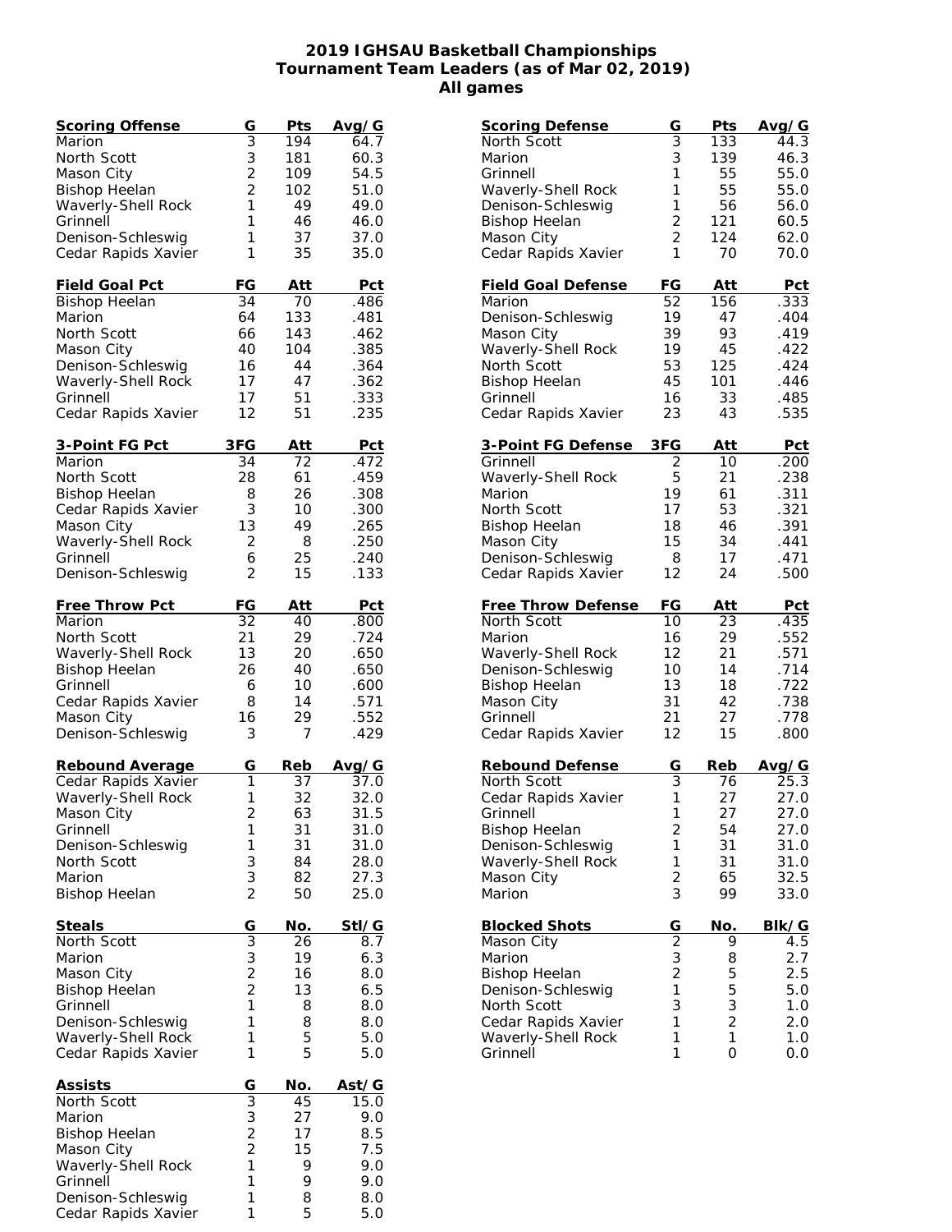# 2019 IGHSAU Basketball Championships
## Tournament Team Leaders (as of Mar 02, 2019)
## All games

| Scoring Offense | G | Pts | Avg/G |
|---|---|---|---|
| Marion | 3 | 194 | 64.7 |
| North Scott | 3 | 181 | 60.3 |
| Mason City | 2 | 109 | 54.5 |
| Bishop Heelan | 2 | 102 | 51.0 |
| Waverly-Shell Rock | 1 | 49 | 49.0 |
| Grinnell | 1 | 46 | 46.0 |
| Denison-Schleswig | 1 | 37 | 37.0 |
| Cedar Rapids Xavier | 1 | 35 | 35.0 |

| Scoring Defense | G | Pts | Avg/G |
|---|---|---|---|
| North Scott | 3 | 133 | 44.3 |
| Marion | 3 | 139 | 46.3 |
| Grinnell | 1 | 55 | 55.0 |
| Waverly-Shell Rock | 1 | 55 | 55.0 |
| Denison-Schleswig | 1 | 56 | 56.0 |
| Bishop Heelan | 2 | 121 | 60.5 |
| Mason City | 2 | 124 | 62.0 |
| Cedar Rapids Xavier | 1 | 70 | 70.0 |

| Field Goal Pct | FG | Att | Pct |
|---|---|---|---|
| Bishop Heelan | 34 | 70 | .486 |
| Marion | 64 | 133 | .481 |
| North Scott | 66 | 143 | .462 |
| Mason City | 40 | 104 | .385 |
| Denison-Schleswig | 16 | 44 | .364 |
| Waverly-Shell Rock | 17 | 47 | .362 |
| Grinnell | 17 | 51 | .333 |
| Cedar Rapids Xavier | 12 | 51 | .235 |

| Field Goal Defense | FG | Att | Pct |
|---|---|---|---|
| Marion | 52 | 156 | .333 |
| Denison-Schleswig | 19 | 47 | .404 |
| Mason City | 39 | 93 | .419 |
| Waverly-Shell Rock | 19 | 45 | .422 |
| North Scott | 53 | 125 | .424 |
| Bishop Heelan | 45 | 101 | .446 |
| Grinnell | 16 | 33 | .485 |
| Cedar Rapids Xavier | 23 | 43 | .535 |

| 3-Point FG Pct | 3FG | Att | Pct |
|---|---|---|---|
| Marion | 34 | 72 | .472 |
| North Scott | 28 | 61 | .459 |
| Bishop Heelan | 8 | 26 | .308 |
| Cedar Rapids Xavier | 3 | 10 | .300 |
| Mason City | 13 | 49 | .265 |
| Waverly-Shell Rock | 2 | 8 | .250 |
| Grinnell | 6 | 25 | .240 |
| Denison-Schleswig | 2 | 15 | .133 |

| 3-Point FG Defense | 3FG | Att | Pct |
|---|---|---|---|
| Grinnell | 2 | 10 | .200 |
| Waverly-Shell Rock | 5 | 21 | .238 |
| Marion | 19 | 61 | .311 |
| North Scott | 17 | 53 | .321 |
| Bishop Heelan | 18 | 46 | .391 |
| Mason City | 15 | 34 | .441 |
| Denison-Schleswig | 8 | 17 | .471 |
| Cedar Rapids Xavier | 12 | 24 | .500 |

| Free Throw Pct | FG | Att | Pct |
|---|---|---|---|
| Marion | 32 | 40 | .800 |
| North Scott | 21 | 29 | .724 |
| Waverly-Shell Rock | 13 | 20 | .650 |
| Bishop Heelan | 26 | 40 | .650 |
| Grinnell | 6 | 10 | .600 |
| Cedar Rapids Xavier | 8 | 14 | .571 |
| Mason City | 16 | 29 | .552 |
| Denison-Schleswig | 3 | 7 | .429 |

| Free Throw Defense | FG | Att | Pct |
|---|---|---|---|
| North Scott | 10 | 23 | .435 |
| Marion | 16 | 29 | .552 |
| Waverly-Shell Rock | 12 | 21 | .571 |
| Denison-Schleswig | 10 | 14 | .714 |
| Bishop Heelan | 13 | 18 | .722 |
| Mason City | 31 | 42 | .738 |
| Grinnell | 21 | 27 | .778 |
| Cedar Rapids Xavier | 12 | 15 | .800 |

| Rebound Average | G | Reb | Avg/G |
|---|---|---|---|
| Cedar Rapids Xavier | 1 | 37 | 37.0 |
| Waverly-Shell Rock | 1 | 32 | 32.0 |
| Mason City | 2 | 63 | 31.5 |
| Grinnell | 1 | 31 | 31.0 |
| Denison-Schleswig | 1 | 31 | 31.0 |
| North Scott | 3 | 84 | 28.0 |
| Marion | 3 | 82 | 27.3 |
| Bishop Heelan | 2 | 50 | 25.0 |

| Rebound Defense | G | Reb | Avg/G |
|---|---|---|---|
| North Scott | 3 | 76 | 25.3 |
| Cedar Rapids Xavier | 1 | 27 | 27.0 |
| Grinnell | 1 | 27 | 27.0 |
| Bishop Heelan | 2 | 54 | 27.0 |
| Denison-Schleswig | 1 | 31 | 31.0 |
| Waverly-Shell Rock | 1 | 31 | 31.0 |
| Mason City | 2 | 65 | 32.5 |
| Marion | 3 | 99 | 33.0 |

| Steals | G | No. | Stl/G |
|---|---|---|---|
| North Scott | 3 | 26 | 8.7 |
| Marion | 3 | 19 | 6.3 |
| Mason City | 2 | 16 | 8.0 |
| Bishop Heelan | 2 | 13 | 6.5 |
| Grinnell | 1 | 8 | 8.0 |
| Denison-Schleswig | 1 | 8 | 8.0 |
| Waverly-Shell Rock | 1 | 5 | 5.0 |
| Cedar Rapids Xavier | 1 | 5 | 5.0 |

| Blocked Shots | G | No. | Blk/G |
|---|---|---|---|
| Mason City | 2 | 9 | 4.5 |
| Marion | 3 | 8 | 2.7 |
| Bishop Heelan | 2 | 5 | 2.5 |
| Denison-Schleswig | 1 | 5 | 5.0 |
| North Scott | 3 | 3 | 1.0 |
| Cedar Rapids Xavier | 1 | 2 | 2.0 |
| Waverly-Shell Rock | 1 | 1 | 1.0 |
| Grinnell | 1 | 0 | 0.0 |

| Assists | G | No. | Ast/G |
|---|---|---|---|
| North Scott | 3 | 45 | 15.0 |
| Marion | 3 | 27 | 9.0 |
| Bishop Heelan | 2 | 17 | 8.5 |
| Mason City | 2 | 15 | 7.5 |
| Waverly-Shell Rock | 1 | 9 | 9.0 |
| Grinnell | 1 | 9 | 9.0 |
| Denison-Schleswig | 1 | 8 | 8.0 |
| Cedar Rapids Xavier | 1 | 5 | 5.0 |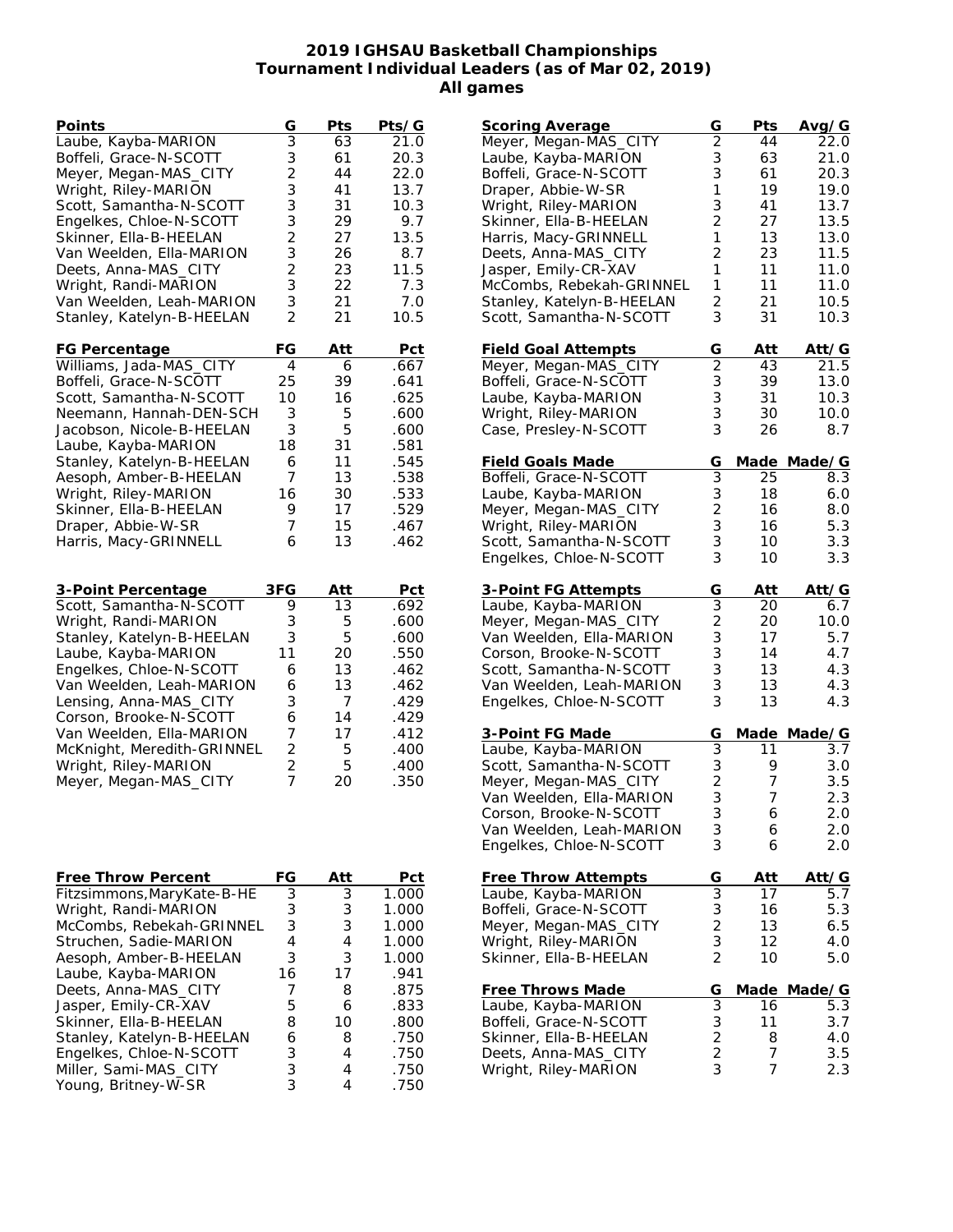# 2019 IGHSAU Basketball Championships
## Tournament Individual Leaders (as of Mar 02, 2019)
### All games

| Points | G | Pts | Pts/G |
|---|---|---|---|
| Laube, Kayba-MARION | 3 | 63 | 21.0 |
| Boffeli, Grace-N-SCOTT | 3 | 61 | 20.3 |
| Meyer, Megan-MAS_CITY | 2 | 44 | 22.0 |
| Wright, Riley-MARION | 3 | 41 | 13.7 |
| Scott, Samantha-N-SCOTT | 3 | 31 | 10.3 |
| Engelkes, Chloe-N-SCOTT | 3 | 29 | 9.7 |
| Skinner, Ella-B-HEELAN | 2 | 27 | 13.5 |
| Van Weelden, Ella-MARION | 3 | 26 | 8.7 |
| Deets, Anna-MAS_CITY | 2 | 23 | 11.5 |
| Wright, Randi-MARION | 3 | 22 | 7.3 |
| Van Weelden, Leah-MARION | 3 | 21 | 7.0 |
| Stanley, Katelyn-B-HEELAN | 2 | 21 | 10.5 |

| FG Percentage | FG | Att | Pct |
|---|---|---|---|
| Williams, Jada-MAS_CITY | 4 | 6 | .667 |
| Boffeli, Grace-N-SCOTT | 25 | 39 | .641 |
| Scott, Samantha-N-SCOTT | 10 | 16 | .625 |
| Neemann, Hannah-DEN-SCH | 3 | 5 | .600 |
| Jacobson, Nicole-B-HEELAN | 3 | 5 | .600 |
| Laube, Kayba-MARION | 18 | 31 | .581 |
| Stanley, Katelyn-B-HEELAN | 6 | 11 | .545 |
| Aesoph, Amber-B-HEELAN | 7 | 13 | .538 |
| Wright, Riley-MARION | 16 | 30 | .533 |
| Skinner, Ella-B-HEELAN | 9 | 17 | .529 |
| Draper, Abbie-W-SR | 7 | 15 | .467 |
| Harris, Macy-GRINNELL | 6 | 13 | .462 |

| 3-Point Percentage | 3FG | Att | Pct |
|---|---|---|---|
| Scott, Samantha-N-SCOTT | 9 | 13 | .692 |
| Wright, Randi-MARION | 3 | 5 | .600 |
| Stanley, Katelyn-B-HEELAN | 3 | 5 | .600 |
| Laube, Kayba-MARION | 11 | 20 | .550 |
| Engelkes, Chloe-N-SCOTT | 6 | 13 | .462 |
| Van Weelden, Leah-MARION | 6 | 13 | .462 |
| Lensing, Anna-MAS_CITY | 3 | 7 | .429 |
| Corson, Brooke-N-SCOTT | 6 | 14 | .429 |
| Van Weelden, Ella-MARION | 7 | 17 | .412 |
| McKnight, Meredith-GRINNEL | 2 | 5 | .400 |
| Wright, Riley-MARION | 2 | 5 | .400 |
| Meyer, Megan-MAS_CITY | 7 | 20 | .350 |

| Free Throw Percent | FG | Att | Pct |
|---|---|---|---|
| Fitzsimmons,MaryKate-B-HE | 3 | 3 | 1.000 |
| Wright, Randi-MARION | 3 | 3 | 1.000 |
| McCombs, Rebekah-GRINNEL | 3 | 3 | 1.000 |
| Struchen, Sadie-MARION | 4 | 4 | 1.000 |
| Aesoph, Amber-B-HEELAN | 3 | 3 | 1.000 |
| Laube, Kayba-MARION | 16 | 17 | .941 |
| Deets, Anna-MAS_CITY | 7 | 8 | .875 |
| Jasper, Emily-CR-XAV | 5 | 6 | .833 |
| Skinner, Ella-B-HEELAN | 8 | 10 | .800 |
| Stanley, Katelyn-B-HEELAN | 6 | 8 | .750 |
| Engelkes, Chloe-N-SCOTT | 3 | 4 | .750 |
| Miller, Sami-MAS_CITY | 3 | 4 | .750 |
| Young, Britney-W-SR | 3 | 4 | .750 |

| Scoring Average | G | Pts | Avg/G |
|---|---|---|---|
| Meyer, Megan-MAS_CITY | 2 | 44 | 22.0 |
| Laube, Kayba-MARION | 3 | 63 | 21.0 |
| Boffeli, Grace-N-SCOTT | 3 | 61 | 20.3 |
| Draper, Abbie-W-SR | 1 | 19 | 19.0 |
| Wright, Riley-MARION | 3 | 41 | 13.7 |
| Skinner, Ella-B-HEELAN | 2 | 27 | 13.5 |
| Harris, Macy-GRINNELL | 1 | 13 | 13.0 |
| Deets, Anna-MAS_CITY | 2 | 23 | 11.5 |
| Jasper, Emily-CR-XAV | 1 | 11 | 11.0 |
| McCombs, Rebekah-GRINNEL | 1 | 11 | 11.0 |
| Stanley, Katelyn-B-HEELAN | 2 | 21 | 10.5 |
| Scott, Samantha-N-SCOTT | 3 | 31 | 10.3 |

| Field Goal Attempts | G | Att | Att/G |
|---|---|---|---|
| Meyer, Megan-MAS_CITY | 2 | 43 | 21.5 |
| Boffeli, Grace-N-SCOTT | 3 | 39 | 13.0 |
| Laube, Kayba-MARION | 3 | 31 | 10.3 |
| Wright, Riley-MARION | 3 | 30 | 10.0 |
| Case, Presley-N-SCOTT | 3 | 26 | 8.7 |

| Field Goals Made | G | Made | Made/G |
|---|---|---|---|
| Boffeli, Grace-N-SCOTT | 3 | 25 | 8.3 |
| Laube, Kayba-MARION | 3 | 18 | 6.0 |
| Meyer, Megan-MAS_CITY | 2 | 16 | 8.0 |
| Wright, Riley-MARION | 3 | 16 | 5.3 |
| Scott, Samantha-N-SCOTT | 3 | 10 | 3.3 |
| Engelkes, Chloe-N-SCOTT | 3 | 10 | 3.3 |

| 3-Point FG Attempts | G | Att | Att/G |
|---|---|---|---|
| Laube, Kayba-MARION | 3 | 20 | 6.7 |
| Meyer, Megan-MAS_CITY | 2 | 20 | 10.0 |
| Van Weelden, Ella-MARION | 3 | 17 | 5.7 |
| Corson, Brooke-N-SCOTT | 3 | 14 | 4.7 |
| Scott, Samantha-N-SCOTT | 3 | 13 | 4.3 |
| Van Weelden, Leah-MARION | 3 | 13 | 4.3 |
| Engelkes, Chloe-N-SCOTT | 3 | 13 | 4.3 |

| 3-Point FG Made | G | Made | Made/G |
|---|---|---|---|
| Laube, Kayba-MARION | 3 | 11 | 3.7 |
| Scott, Samantha-N-SCOTT | 3 | 9 | 3.0 |
| Meyer, Megan-MAS_CITY | 2 | 7 | 3.5 |
| Van Weelden, Ella-MARION | 3 | 7 | 2.3 |
| Corson, Brooke-N-SCOTT | 3 | 6 | 2.0 |
| Van Weelden, Leah-MARION | 3 | 6 | 2.0 |
| Engelkes, Chloe-N-SCOTT | 3 | 6 | 2.0 |

| Free Throw Attempts | G | Att | Att/G |
|---|---|---|---|
| Laube, Kayba-MARION | 3 | 17 | 5.7 |
| Boffeli, Grace-N-SCOTT | 3 | 16 | 5.3 |
| Meyer, Megan-MAS_CITY | 2 | 13 | 6.5 |
| Wright, Riley-MARION | 3 | 12 | 4.0 |
| Skinner, Ella-B-HEELAN | 2 | 10 | 5.0 |

| Free Throws Made | G | Made | Made/G |
|---|---|---|---|
| Laube, Kayba-MARION | 3 | 16 | 5.3 |
| Boffeli, Grace-N-SCOTT | 3 | 11 | 3.7 |
| Skinner, Ella-B-HEELAN | 2 | 8 | 4.0 |
| Deets, Anna-MAS_CITY | 2 | 7 | 3.5 |
| Wright, Riley-MARION | 3 | 7 | 2.3 |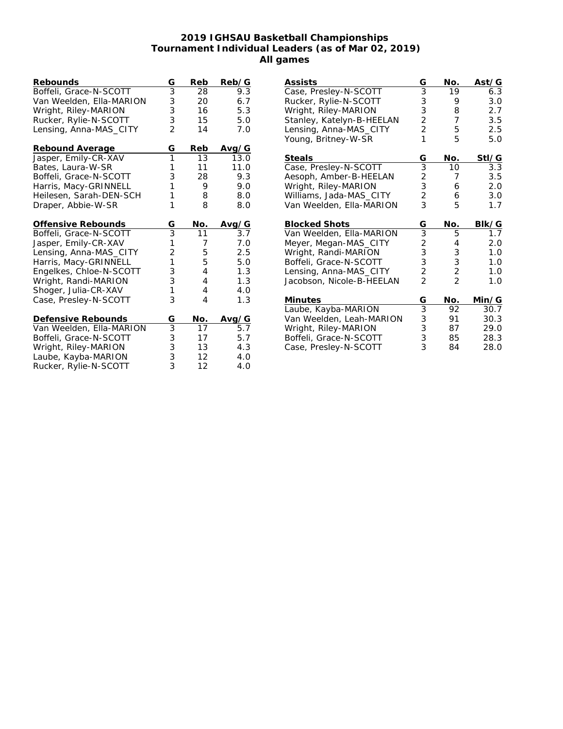## 2019 IGHSAU Basketball Championships
## Tournament Individual Leaders (as of Mar 02, 2019)
## All games

| Rebounds | G | Reb | Reb/G |
|---|---|---|---|
| Boffeli, Grace-N-SCOTT | 3 | 28 | 9.3 |
| Van Weelden, Ella-MARION | 3 | 20 | 6.7 |
| Wright, Riley-MARION | 3 | 16 | 5.3 |
| Rucker, Rylie-N-SCOTT | 3 | 15 | 5.0 |
| Lensing, Anna-MAS_CITY | 2 | 14 | 7.0 |

| Rebound Average | G | Reb | Avg/G |
|---|---|---|---|
| Jasper, Emily-CR-XAV | 1 | 13 | 13.0 |
| Bates, Laura-W-SR | 1 | 11 | 11.0 |
| Boffeli, Grace-N-SCOTT | 3 | 28 | 9.3 |
| Harris, Macy-GRINNELL | 1 | 9 | 9.0 |
| Heilesen, Sarah-DEN-SCH | 1 | 8 | 8.0 |
| Draper, Abbie-W-SR | 1 | 8 | 8.0 |

| Offensive Rebounds | G | No. | Avg/G |
|---|---|---|---|
| Boffeli, Grace-N-SCOTT | 3 | 11 | 3.7 |
| Jasper, Emily-CR-XAV | 1 | 7 | 7.0 |
| Lensing, Anna-MAS_CITY | 2 | 5 | 2.5 |
| Harris, Macy-GRINNELL | 1 | 5 | 5.0 |
| Engelkes, Chloe-N-SCOTT | 3 | 4 | 1.3 |
| Wright, Randi-MARION | 3 | 4 | 1.3 |
| Shoger, Julia-CR-XAV | 1 | 4 | 4.0 |
| Case, Presley-N-SCOTT | 3 | 4 | 1.3 |

| Defensive Rebounds | G | No. | Avg/G |
|---|---|---|---|
| Van Weelden, Ella-MARION | 3 | 17 | 5.7 |
| Boffeli, Grace-N-SCOTT | 3 | 17 | 5.7 |
| Wright, Riley-MARION | 3 | 13 | 4.3 |
| Laube, Kayba-MARION | 3 | 12 | 4.0 |
| Rucker, Rylie-N-SCOTT | 3 | 12 | 4.0 |

| Assists | G | No. | Ast/G |
|---|---|---|---|
| Case, Presley-N-SCOTT | 3 | 19 | 6.3 |
| Rucker, Rylie-N-SCOTT | 3 | 9 | 3.0 |
| Wright, Riley-MARION | 3 | 8 | 2.7 |
| Stanley, Katelyn-B-HEELAN | 2 | 7 | 3.5 |
| Lensing, Anna-MAS_CITY | 2 | 5 | 2.5 |
| Young, Britney-W-SR | 1 | 5 | 5.0 |

| Steals | G | No. | Stl/G |
|---|---|---|---|
| Case, Presley-N-SCOTT | 3 | 10 | 3.3 |
| Aesoph, Amber-B-HEELAN | 2 | 7 | 3.5 |
| Wright, Riley-MARION | 3 | 6 | 2.0 |
| Williams, Jada-MAS_CITY | 2 | 6 | 3.0 |
| Van Weelden, Ella-MARION | 3 | 5 | 1.7 |

| Blocked Shots | G | No. | Blk/G |
|---|---|---|---|
| Van Weelden, Ella-MARION | 3 | 5 | 1.7 |
| Meyer, Megan-MAS_CITY | 2 | 4 | 2.0 |
| Wright, Randi-MARION | 3 | 3 | 1.0 |
| Boffeli, Grace-N-SCOTT | 3 | 3 | 1.0 |
| Lensing, Anna-MAS_CITY | 2 | 2 | 1.0 |
| Jacobson, Nicole-B-HEELAN | 2 | 2 | 1.0 |

| Minutes | G | No. | Min/G |
|---|---|---|---|
| Laube, Kayba-MARION | 3 | 92 | 30.7 |
| Van Weelden, Leah-MARION | 3 | 91 | 30.3 |
| Wright, Riley-MARION | 3 | 87 | 29.0 |
| Boffeli, Grace-N-SCOTT | 3 | 85 | 28.3 |
| Case, Presley-N-SCOTT | 3 | 84 | 28.0 |